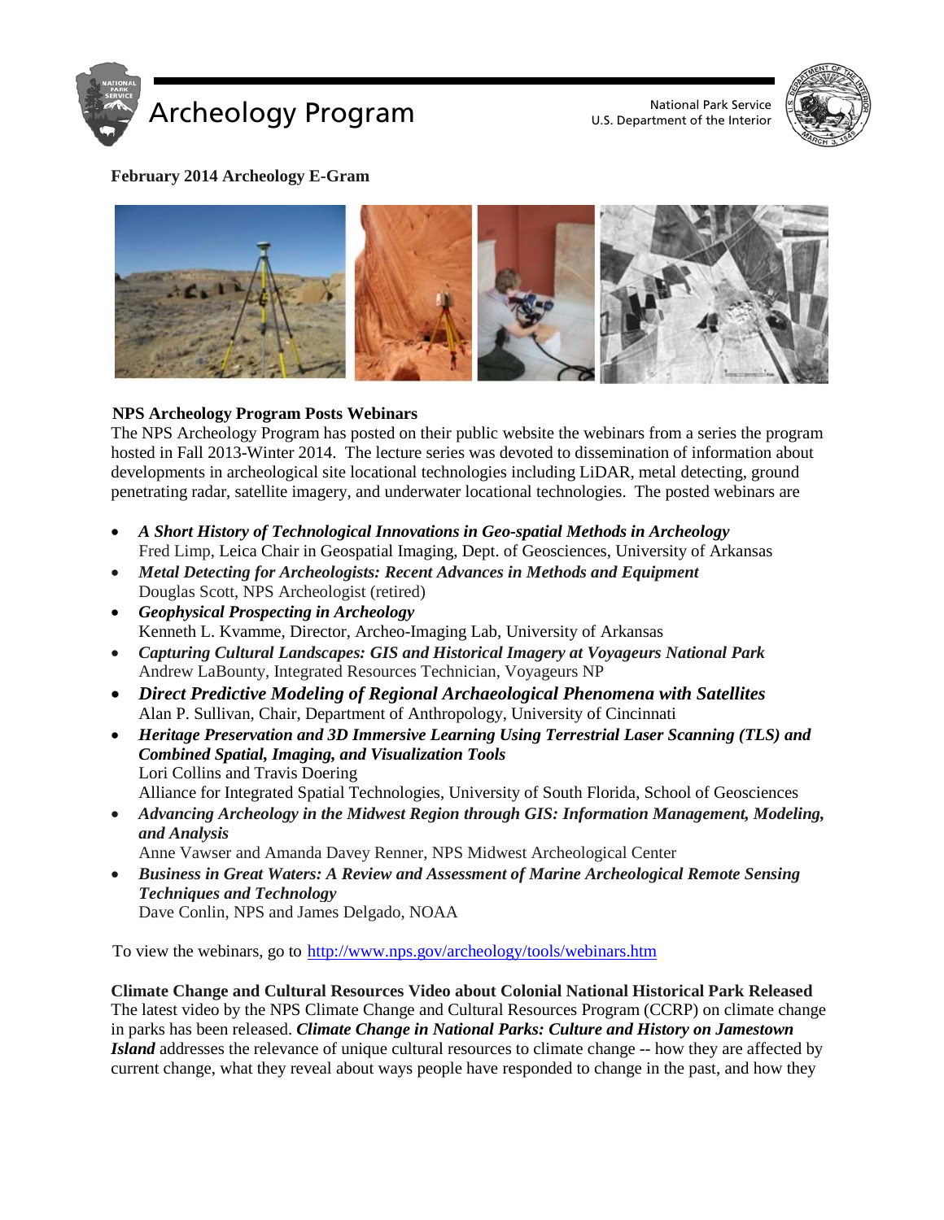# Archeology Program

National Park Service
U.S. Department of the Interior

**February 2014 Archeology E-Gram**

### NPS Archeology Program Posts Webinars

The NPS Archeology Program has posted on their public website the webinars from a series the program hosted in Fall 2013-Winter 2014. The lecture series was devoted to dissemination of information about developments in archeological site locational technologies including LiDAR, metal detecting, ground penetrating radar, satellite imagery, and underwater locational technologies. The posted webinars are

- ***A Short History of Technological Innovations in Geo-spatial Methods in Archeology***
  Fred Limp, Leica Chair in Geospatial Imaging, Dept. of Geosciences, University of Arkansas
- ***Metal Detecting for Archeologists: Recent Advances in Methods and Equipment***
  Douglas Scott, NPS Archeologist (retired)
- ***Geophysical Prospecting in Archeology***
  Kenneth L. Kvamme, Director, Archeo-Imaging Lab, University of Arkansas
- ***Capturing Cultural Landscapes: GIS and Historical Imagery at Voyageurs National Park***
  Andrew LaBounty, Integrated Resources Technician, Voyageurs NP
- ***Direct Predictive Modeling of Regional Archaeological Phenomena with Satellites***
  Alan P. Sullivan, Chair, Department of Anthropology, University of Cincinnati
- ***Heritage Preservation and 3D Immersive Learning Using Terrestrial Laser Scanning (TLS) and Combined Spatial, Imaging, and Visualization Tools***
  Lori Collins and Travis Doering
  Alliance for Integrated Spatial Technologies, University of South Florida, School of Geosciences
- ***Advancing Archeology in the Midwest Region through GIS: Information Management, Modeling, and Analysis***
  Anne Vawser and Amanda Davey Renner, NPS Midwest Archeological Center
- ***Business in Great Waters: A Review and Assessment of Marine Archeological Remote Sensing Techniques and Technology***
  Dave Conlin, NPS and James Delgado, NOAA

To view the webinars, go to http://www.nps.gov/archeology/tools/webinars.htm

### Climate Change and Cultural Resources Video about Colonial National Historical Park Released

The latest video by the NPS Climate Change and Cultural Resources Program (CCRP) on climate change in parks has been released. ***Climate Change in National Parks: Culture and History on Jamestown Island*** addresses the relevance of unique cultural resources to climate change -- how they are affected by current change, what they reveal about ways people have responded to change in the past, and how they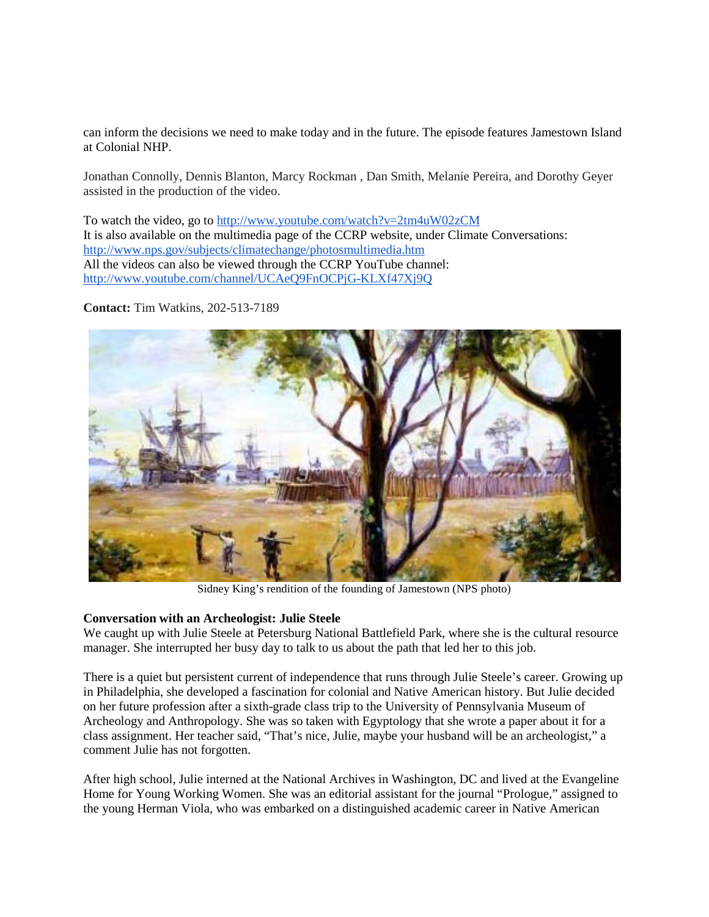can inform the decisions we need to make today and in the future. The episode features Jamestown Island at Colonial NHP.

Jonathan Connolly, Dennis Blanton, Marcy Rockman , Dan Smith, Melanie Pereira, and Dorothy Geyer assisted in the production of the video.

To watch the video, go to http://www.youtube.com/watch?v=2tm4uW02zCM
It is also available on the multimedia page of the CCRP website, under Climate Conversations: http://www.nps.gov/subjects/climatechange/photosmultimedia.htm
All the videos can also be viewed through the CCRP YouTube channel: http://www.youtube.com/channel/UCAeQ9FnOCPjG-KLXf47Xj9Q

**Contact:** Tim Watkins, 202-513-7189

Sidney King's rendition of the founding of Jamestown (NPS photo)

**Conversation with an Archeologist: Julie Steele**
We caught up with Julie Steele at Petersburg National Battlefield Park, where she is the cultural resource manager. She interrupted her busy day to talk to us about the path that led her to this job.

There is a quiet but persistent current of independence that runs through Julie Steele's career. Growing up in Philadelphia, she developed a fascination for colonial and Native American history. But Julie decided on her future profession after a sixth-grade class trip to the University of Pennsylvania Museum of Archeology and Anthropology. She was so taken with Egyptology that she wrote a paper about it for a class assignment. Her teacher said, "That's nice, Julie, maybe your husband will be an archeologist," a comment Julie has not forgotten.

After high school, Julie interned at the National Archives in Washington, DC and lived at the Evangeline Home for Young Working Women. She was an editorial assistant for the journal "Prologue," assigned to the young Herman Viola, who was embarked on a distinguished academic career in Native American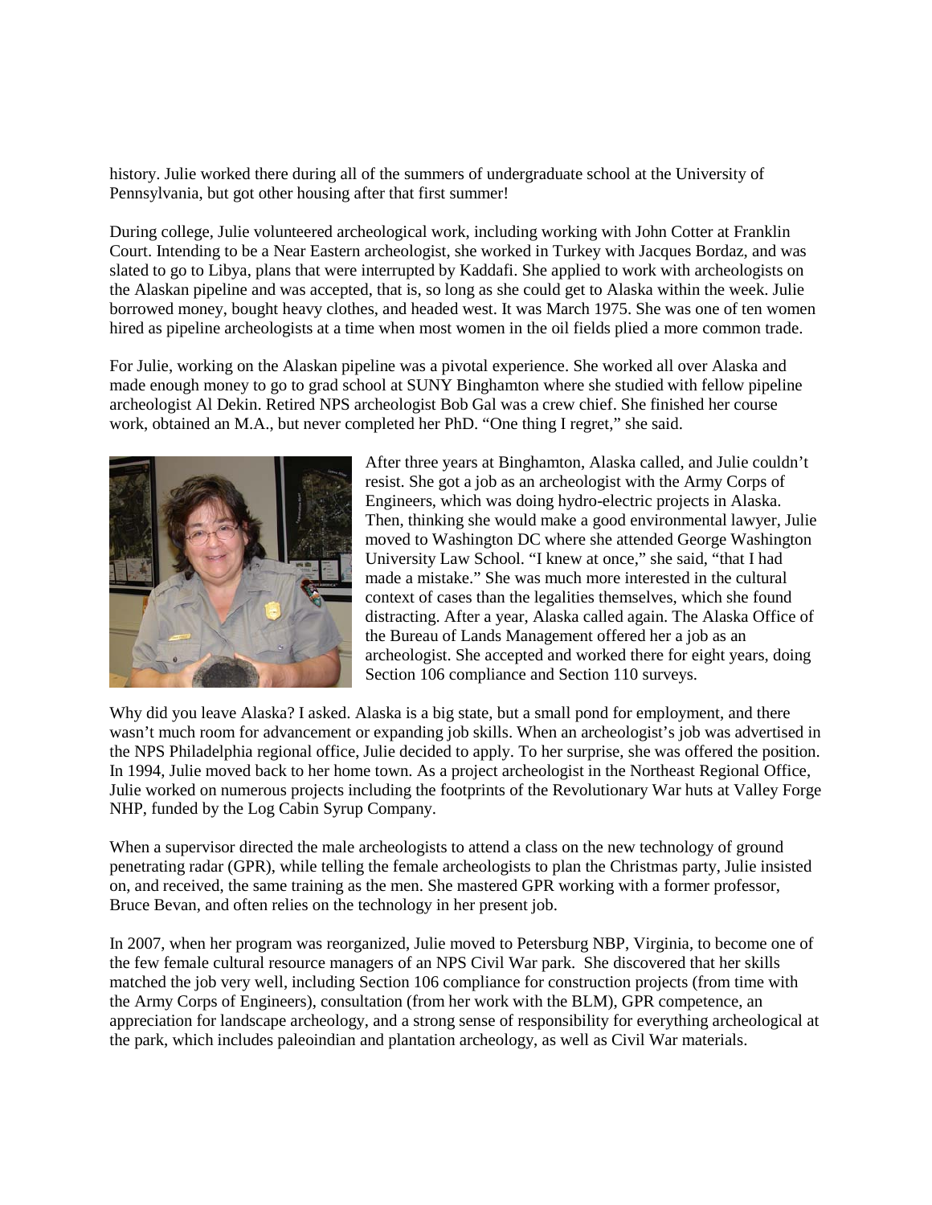history. Julie worked there during all of the summers of undergraduate school at the University of Pennsylvania, but got other housing after that first summer!

During college, Julie volunteered archeological work, including working with John Cotter at Franklin Court. Intending to be a Near Eastern archeologist, she worked in Turkey with Jacques Bordaz, and was slated to go to Libya, plans that were interrupted by Kaddafi. She applied to work with archeologists on the Alaskan pipeline and was accepted, that is, so long as she could get to Alaska within the week. Julie borrowed money, bought heavy clothes, and headed west. It was March 1975. She was one of ten women hired as pipeline archeologists at a time when most women in the oil fields plied a more common trade.

For Julie, working on the Alaskan pipeline was a pivotal experience. She worked all over Alaska and made enough money to go to grad school at SUNY Binghamton where she studied with fellow pipeline archeologist Al Dekin. Retired NPS archeologist Bob Gal was a crew chief. She finished her course work, obtained an M.A., but never completed her PhD. "One thing I regret," she said.

After three years at Binghamton, Alaska called, and Julie couldn't resist. She got a job as an archeologist with the Army Corps of Engineers, which was doing hydro-electric projects in Alaska. Then, thinking she would make a good environmental lawyer, Julie moved to Washington DC where she attended George Washington University Law School. "I knew at once," she said, "that I had made a mistake." She was much more interested in the cultural context of cases than the legalities themselves, which she found distracting. After a year, Alaska called again. The Alaska Office of the Bureau of Lands Management offered her a job as an archeologist. She accepted and worked there for eight years, doing Section 106 compliance and Section 110 surveys.

Why did you leave Alaska? I asked. Alaska is a big state, but a small pond for employment, and there wasn't much room for advancement or expanding job skills. When an archeologist's job was advertised in the NPS Philadelphia regional office, Julie decided to apply. To her surprise, she was offered the position. In 1994, Julie moved back to her home town. As a project archeologist in the Northeast Regional Office, Julie worked on numerous projects including the footprints of the Revolutionary War huts at Valley Forge NHP, funded by the Log Cabin Syrup Company.

When a supervisor directed the male archeologists to attend a class on the new technology of ground penetrating radar (GPR), while telling the female archeologists to plan the Christmas party, Julie insisted on, and received, the same training as the men. She mastered GPR working with a former professor, Bruce Bevan, and often relies on the technology in her present job.

In 2007, when her program was reorganized, Julie moved to Petersburg NBP, Virginia, to become one of the few female cultural resource managers of an NPS Civil War park. She discovered that her skills matched the job very well, including Section 106 compliance for construction projects (from time with the Army Corps of Engineers), consultation (from her work with the BLM), GPR competence, an appreciation for landscape archeology, and a strong sense of responsibility for everything archeological at the park, which includes paleoindian and plantation archeology, as well as Civil War materials.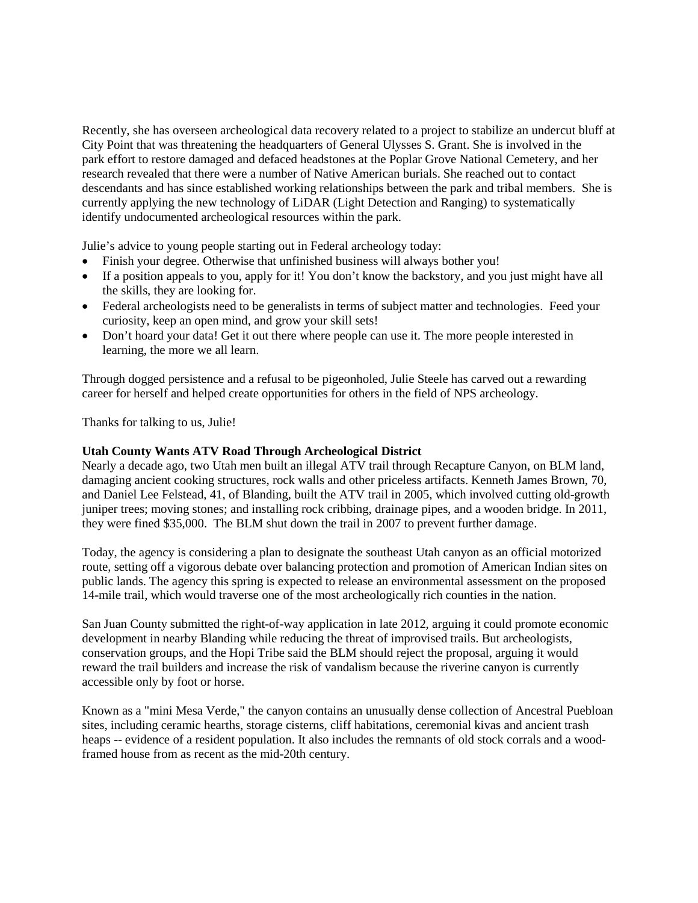Recently, she has overseen archeological data recovery related to a project to stabilize an undercut bluff at City Point that was threatening the headquarters of General Ulysses S. Grant. She is involved in the park effort to restore damaged and defaced headstones at the Poplar Grove National Cemetery, and her research revealed that there were a number of Native American burials. She reached out to contact descendants and has since established working relationships between the park and tribal members. She is currently applying the new technology of LiDAR (Light Detection and Ranging) to systematically identify undocumented archeological resources within the park.

Julie's advice to young people starting out in Federal archeology today:

- Finish your degree. Otherwise that unfinished business will always bother you!
- If a position appeals to you, apply for it! You don't know the backstory, and you just might have all the skills, they are looking for.
- Federal archeologists need to be generalists in terms of subject matter and technologies. Feed your curiosity, keep an open mind, and grow your skill sets!
- Don't hoard your data! Get it out there where people can use it. The more people interested in learning, the more we all learn.

Through dogged persistence and a refusal to be pigeonholed, Julie Steele has carved out a rewarding career for herself and helped create opportunities for others in the field of NPS archeology.

Thanks for talking to us, Julie!

**Utah County Wants ATV Road Through Archeological District**

Nearly a decade ago, two Utah men built an illegal ATV trail through Recapture Canyon, on BLM land, damaging ancient cooking structures, rock walls and other priceless artifacts. Kenneth James Brown, 70, and Daniel Lee Felstead, 41, of Blanding, built the ATV trail in 2005, which involved cutting old-growth juniper trees; moving stones; and installing rock cribbing, drainage pipes, and a wooden bridge. In 2011, they were fined $35,000. The BLM shut down the trail in 2007 to prevent further damage.

Today, the agency is considering a plan to designate the southeast Utah canyon as an official motorized route, setting off a vigorous debate over balancing protection and promotion of American Indian sites on public lands. The agency this spring is expected to release an environmental assessment on the proposed 14-mile trail, which would traverse one of the most archeologically rich counties in the nation.

San Juan County submitted the right-of-way application in late 2012, arguing it could promote economic development in nearby Blanding while reducing the threat of improvised trails. But archeologists, conservation groups, and the Hopi Tribe said the BLM should reject the proposal, arguing it would reward the trail builders and increase the risk of vandalism because the riverine canyon is currently accessible only by foot or horse.

Known as a "mini Mesa Verde," the canyon contains an unusually dense collection of Ancestral Puebloan sites, including ceramic hearths, storage cisterns, cliff habitations, ceremonial kivas and ancient trash heaps -- evidence of a resident population. It also includes the remnants of old stock corrals and a wood-framed house from as recent as the mid-20th century.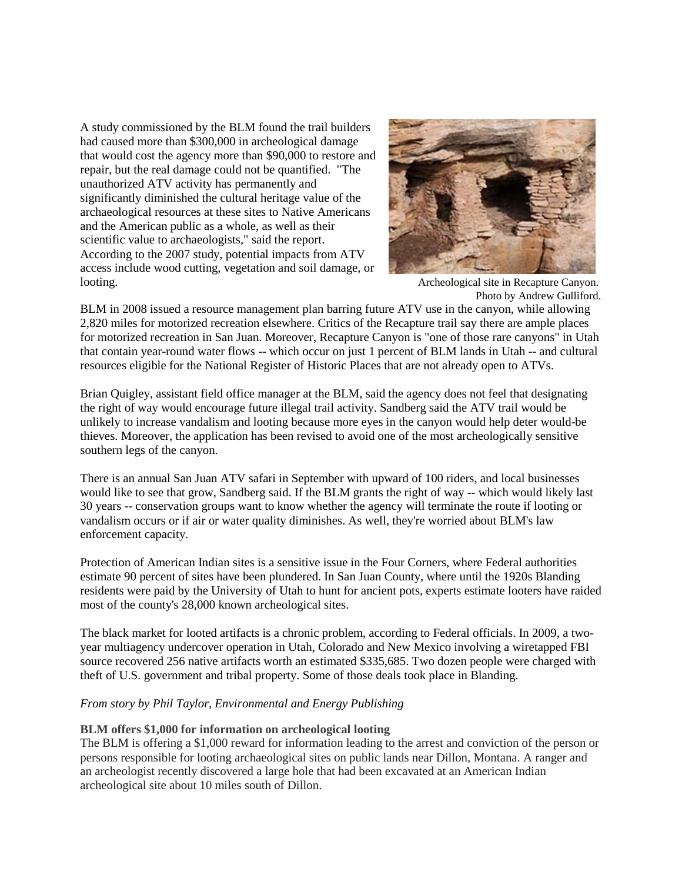A study commissioned by the BLM found the trail builders had caused more than $300,000 in archeological damage that would cost the agency more than $90,000 to restore and repair, but the real damage could not be quantified. "The unauthorized ATV activity has permanently and significantly diminished the cultural heritage value of the archaeological resources at these sites to Native Americans and the American public as a whole, as well as their scientific value to archaeologists," said the report. According to the 2007 study, potential impacts from ATV access include wood cutting, vegetation and soil damage, or looting.

Archeological site in Recapture Canyon. Photo by Andrew Gulliford.

BLM in 2008 issued a resource management plan barring future ATV use in the canyon, while allowing 2,820 miles for motorized recreation elsewhere. Critics of the Recapture trail say there are ample places for motorized recreation in San Juan. Moreover, Recapture Canyon is "one of those rare canyons" in Utah that contain year-round water flows -- which occur on just 1 percent of BLM lands in Utah -- and cultural resources eligible for the National Register of Historic Places that are not already open to ATVs.

Brian Quigley, assistant field office manager at the BLM, said the agency does not feel that designating the right of way would encourage future illegal trail activity. Sandberg said the ATV trail would be unlikely to increase vandalism and looting because more eyes in the canyon would help deter would-be thieves. Moreover, the application has been revised to avoid one of the most archeologically sensitive southern legs of the canyon.

There is an annual San Juan ATV safari in September with upward of 100 riders, and local businesses would like to see that grow, Sandberg said. If the BLM grants the right of way -- which would likely last 30 years -- conservation groups want to know whether the agency will terminate the route if looting or vandalism occurs or if air or water quality diminishes. As well, they're worried about BLM's law enforcement capacity.

Protection of American Indian sites is a sensitive issue in the Four Corners, where Federal authorities estimate 90 percent of sites have been plundered. In San Juan County, where until the 1920s Blanding residents were paid by the University of Utah to hunt for ancient pots, experts estimate looters have raided most of the county's 28,000 known archeological sites.

The black market for looted artifacts is a chronic problem, according to Federal officials. In 2009, a two-year multiagency undercover operation in Utah, Colorado and New Mexico involving a wiretapped FBI source recovered 256 native artifacts worth an estimated $335,685. Two dozen people were charged with theft of U.S. government and tribal property. Some of those deals took place in Blanding.

*From story by Phil Taylor, Environmental and Energy Publishing*

**BLM offers $1,000 for information on archeological looting**

The BLM is offering a $1,000 reward for information leading to the arrest and conviction of the person or persons responsible for looting archaeological sites on public lands near Dillon, Montana. A ranger and an archeologist recently discovered a large hole that had been excavated at an American Indian archeological site about 10 miles south of Dillon.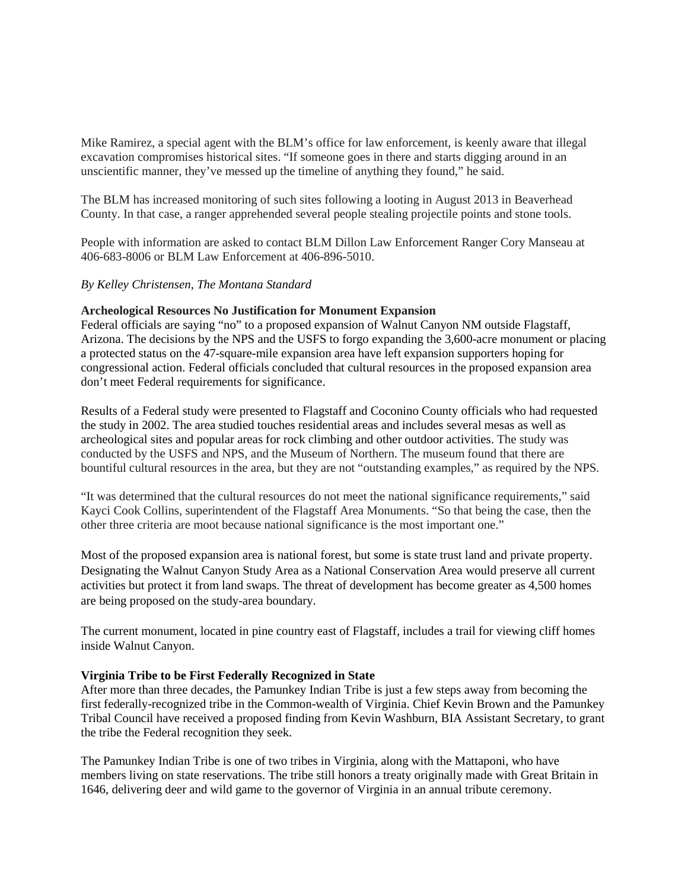Mike Ramirez, a special agent with the BLM's office for law enforcement, is keenly aware that illegal excavation compromises historical sites. "If someone goes in there and starts digging around in an unscientific manner, they've messed up the timeline of anything they found," he said.

The BLM has increased monitoring of such sites following a looting in August 2013 in Beaverhead County. In that case, a ranger apprehended several people stealing projectile points and stone tools.

People with information are asked to contact BLM Dillon Law Enforcement Ranger Cory Manseau at 406-683-8006 or BLM Law Enforcement at 406-896-5010.

*By Kelley Christensen, The Montana Standard*

**Archeological Resources No Justification for Monument Expansion**

Federal officials are saying "no" to a proposed expansion of Walnut Canyon NM outside Flagstaff, Arizona. The decisions by the NPS and the USFS to forgo expanding the 3,600-acre monument or placing a protected status on the 47-square-mile expansion area have left expansion supporters hoping for congressional action. Federal officials concluded that cultural resources in the proposed expansion area don't meet Federal requirements for significance.

Results of a Federal study were presented to Flagstaff and Coconino County officials who had requested the study in 2002. The area studied touches residential areas and includes several mesas as well as archeological sites and popular areas for rock climbing and other outdoor activities. The study was conducted by the USFS and NPS, and the Museum of Northern. The museum found that there are bountiful cultural resources in the area, but they are not "outstanding examples," as required by the NPS.

"It was determined that the cultural resources do not meet the national significance requirements," said Kayci Cook Collins, superintendent of the Flagstaff Area Monuments. "So that being the case, then the other three criteria are moot because national significance is the most important one."

Most of the proposed expansion area is national forest, but some is state trust land and private property. Designating the Walnut Canyon Study Area as a National Conservation Area would preserve all current activities but protect it from land swaps. The threat of development has become greater as 4,500 homes are being proposed on the study-area boundary.

The current monument, located in pine country east of Flagstaff, includes a trail for viewing cliff homes inside Walnut Canyon.

**Virginia Tribe to be First Federally Recognized in State**

After more than three decades, the Pamunkey Indian Tribe is just a few steps away from becoming the first federally-recognized tribe in the Common-wealth of Virginia. Chief Kevin Brown and the Pamunkey Tribal Council have received a proposed finding from Kevin Washburn, BIA Assistant Secretary, to grant the tribe the Federal recognition they seek.

The Pamunkey Indian Tribe is one of two tribes in Virginia, along with the Mattaponi, who have members living on state reservations. The tribe still honors a treaty originally made with Great Britain in 1646, delivering deer and wild game to the governor of Virginia in an annual tribute ceremony.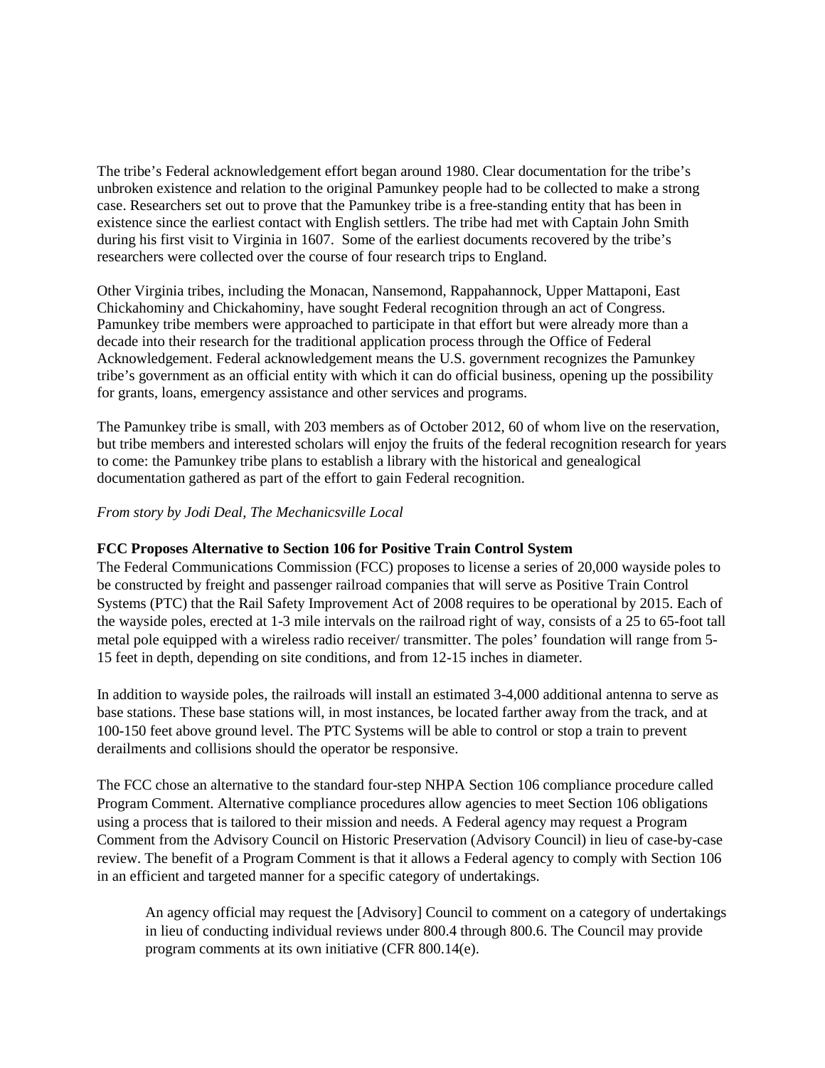The tribe's Federal acknowledgement effort began around 1980. Clear documentation for the tribe's unbroken existence and relation to the original Pamunkey people had to be collected to make a strong case. Researchers set out to prove that the Pamunkey tribe is a free-standing entity that has been in existence since the earliest contact with English settlers. The tribe had met with Captain John Smith during his first visit to Virginia in 1607. Some of the earliest documents recovered by the tribe's researchers were collected over the course of four research trips to England.

Other Virginia tribes, including the Monacan, Nansemond, Rappahannock, Upper Mattaponi, East Chickahominy and Chickahominy, have sought Federal recognition through an act of Congress. Pamunkey tribe members were approached to participate in that effort but were already more than a decade into their research for the traditional application process through the Office of Federal Acknowledgement. Federal acknowledgement means the U.S. government recognizes the Pamunkey tribe's government as an official entity with which it can do official business, opening up the possibility for grants, loans, emergency assistance and other services and programs.

The Pamunkey tribe is small, with 203 members as of October 2012, 60 of whom live on the reservation, but tribe members and interested scholars will enjoy the fruits of the federal recognition research for years to come: the Pamunkey tribe plans to establish a library with the historical and genealogical documentation gathered as part of the effort to gain Federal recognition.

*From story by Jodi Deal, The Mechanicsville Local*

**FCC Proposes Alternative to Section 106 for Positive Train Control System**

The Federal Communications Commission (FCC) proposes to license a series of 20,000 wayside poles to be constructed by freight and passenger railroad companies that will serve as Positive Train Control Systems (PTC) that the Rail Safety Improvement Act of 2008 requires to be operational by 2015. Each of the wayside poles, erected at 1-3 mile intervals on the railroad right of way, consists of a 25 to 65-foot tall metal pole equipped with a wireless radio receiver/ transmitter. The poles' foundation will range from 5-15 feet in depth, depending on site conditions, and from 12-15 inches in diameter.

In addition to wayside poles, the railroads will install an estimated 3-4,000 additional antenna to serve as base stations. These base stations will, in most instances, be located farther away from the track, and at 100-150 feet above ground level. The PTC Systems will be able to control or stop a train to prevent derailments and collisions should the operator be responsive.

The FCC chose an alternative to the standard four-step NHPA Section 106 compliance procedure called Program Comment. Alternative compliance procedures allow agencies to meet Section 106 obligations using a process that is tailored to their mission and needs. A Federal agency may request a Program Comment from the Advisory Council on Historic Preservation (Advisory Council) in lieu of case-by-case review. The benefit of a Program Comment is that it allows a Federal agency to comply with Section 106 in an efficient and targeted manner for a specific category of undertakings.

> An agency official may request the [Advisory] Council to comment on a category of undertakings in lieu of conducting individual reviews under 800.4 through 800.6. The Council may provide program comments at its own initiative (CFR 800.14(e).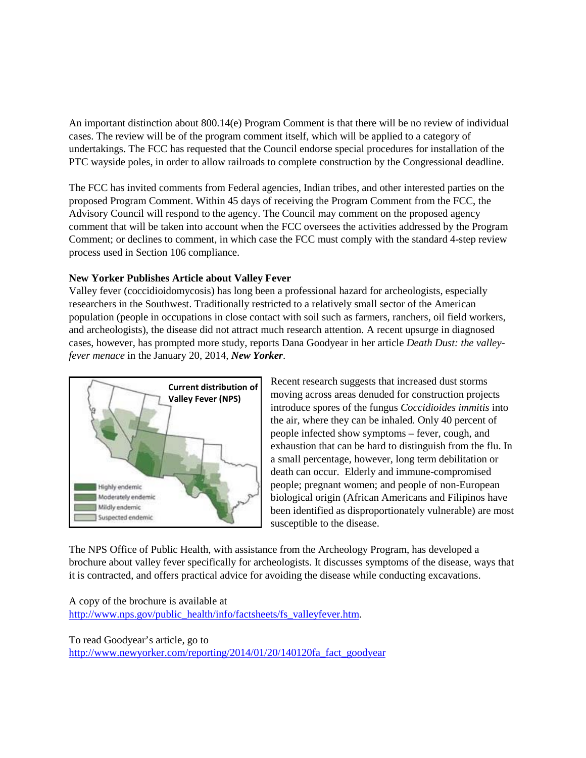An important distinction about 800.14(e) Program Comment is that there will be no review of individual cases. The review will be of the program comment itself, which will be applied to a category of undertakings. The FCC has requested that the Council endorse special procedures for installation of the PTC wayside poles, in order to allow railroads to complete construction by the Congressional deadline.

The FCC has invited comments from Federal agencies, Indian tribes, and other interested parties on the proposed Program Comment. Within 45 days of receiving the Program Comment from the FCC, the Advisory Council will respond to the agency. The Council may comment on the proposed agency comment that will be taken into account when the FCC oversees the activities addressed by the Program Comment; or declines to comment, in which case the FCC must comply with the standard 4-step review process used in Section 106 compliance.

**New Yorker Publishes Article about Valley Fever**

Valley fever (coccidioidomycosis) has long been a professional hazard for archeologists, especially researchers in the Southwest. Traditionally restricted to a relatively small sector of the American population (people in occupations in close contact with soil such as farmers, ranchers, oil field workers, and archeologists), the disease did not attract much research attention. A recent upsurge in diagnosed cases, however, has prompted more study, reports Dana Goodyear in her article *Death Dust: the valley-fever menace* in the January 20, 2014, ***New Yorker***.

**Current distribution of Valley Fever (NPS)**

Highly endemic
Moderately endemic
Mildly endemic
Suspected endemic

Recent research suggests that increased dust storms moving across areas denuded for construction projects introduce spores of the fungus *Coccidioides immitis* into the air, where they can be inhaled. Only 40 percent of people infected show symptoms – fever, cough, and exhaustion that can be hard to distinguish from the flu. In a small percentage, however, long term debilitation or death can occur. Elderly and immune-compromised people; pregnant women; and people of non-European biological origin (African Americans and Filipinos have been identified as disproportionately vulnerable) are most susceptible to the disease.

The NPS Office of Public Health, with assistance from the Archeology Program, has developed a brochure about valley fever specifically for archeologists. It discusses symptoms of the disease, ways that it is contracted, and offers practical advice for avoiding the disease while conducting excavations.

A copy of the brochure is available at
[http://www.nps.gov/public_health/info/factsheets/fs_valleyfever.htm](http://www.nps.gov/public_health/info/factsheets/fs_valleyfever.htm).

To read Goodyear's article, go to
[http://www.newyorker.com/reporting/2014/01/20/140120fa_fact_goodyear](http://www.newyorker.com/reporting/2014/01/20/140120fa_fact_goodyear)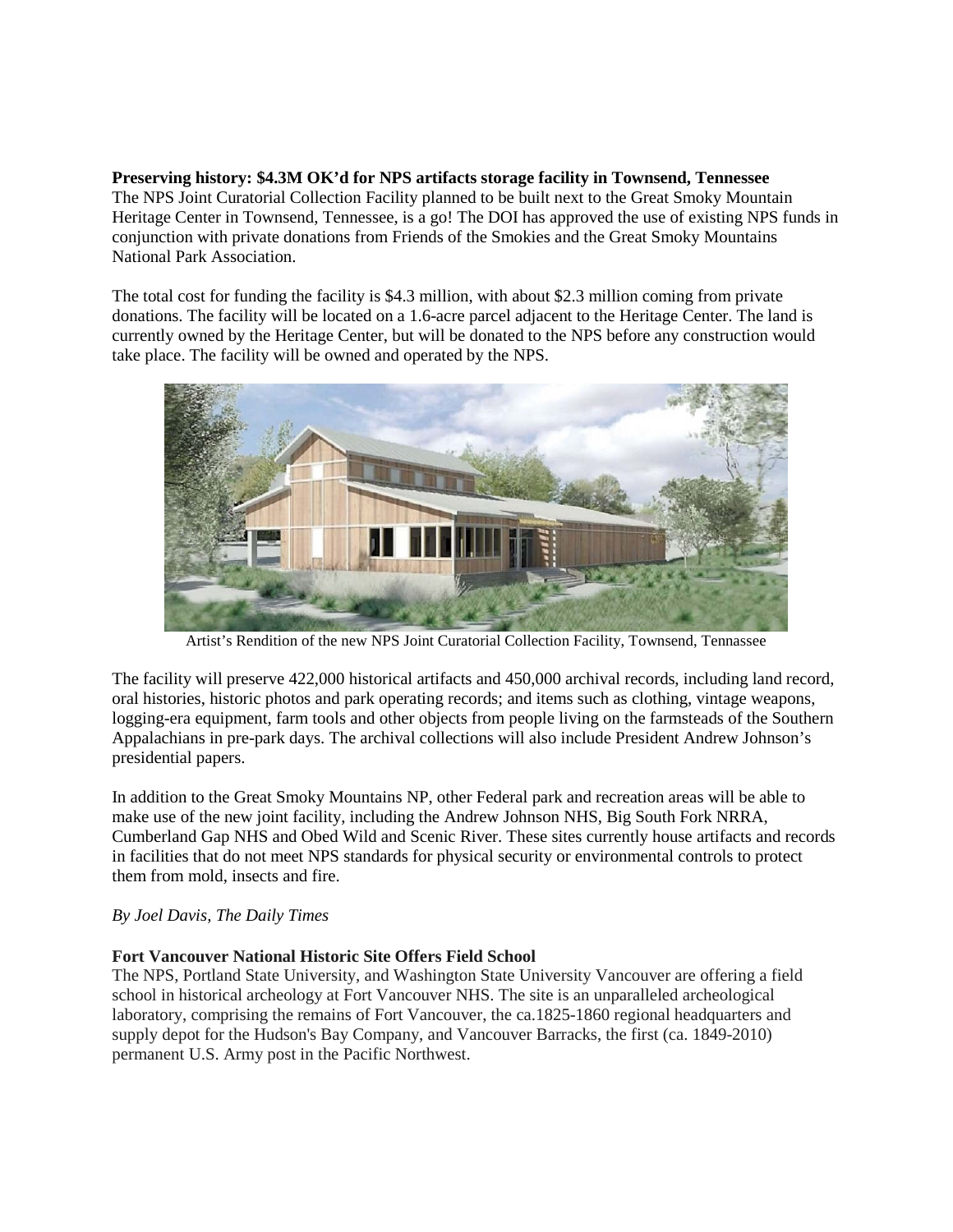**Preserving history: $4.3M OK'd for NPS artifacts storage facility in Townsend, Tennessee**
The NPS Joint Curatorial Collection Facility planned to be built next to the Great Smoky Mountain Heritage Center in Townsend, Tennessee, is a go! The DOI has approved the use of existing NPS funds in conjunction with private donations from Friends of the Smokies and the Great Smoky Mountains National Park Association.

The total cost for funding the facility is $4.3 million, with about $2.3 million coming from private donations. The facility will be located on a 1.6-acre parcel adjacent to the Heritage Center. The land is currently owned by the Heritage Center, but will be donated to the NPS before any construction would take place. The facility will be owned and operated by the NPS.

Artist's Rendition of the new NPS Joint Curatorial Collection Facility, Townsend, Tennassee

The facility will preserve 422,000 historical artifacts and 450,000 archival records, including land record, oral histories, historic photos and park operating records; and items such as clothing, vintage weapons, logging-era equipment, farm tools and other objects from people living on the farmsteads of the Southern Appalachians in pre-park days. The archival collections will also include President Andrew Johnson's presidential papers.

In addition to the Great Smoky Mountains NP, other Federal park and recreation areas will be able to make use of the new joint facility, including the Andrew Johnson NHS, Big South Fork NRRA, Cumberland Gap NHS and Obed Wild and Scenic River. These sites currently house artifacts and records in facilities that do not meet NPS standards for physical security or environmental controls to protect them from mold, insects and fire.

*By Joel Davis, The Daily Times*

**Fort Vancouver National Historic Site Offers Field School**
The NPS, Portland State University, and Washington State University Vancouver are offering a field school in historical archeology at Fort Vancouver NHS. The site is an unparalleled archeological laboratory, comprising the remains of Fort Vancouver, the ca.1825-1860 regional headquarters and supply depot for the Hudson's Bay Company, and Vancouver Barracks, the first (ca. 1849-2010) permanent U.S. Army post in the Pacific Northwest.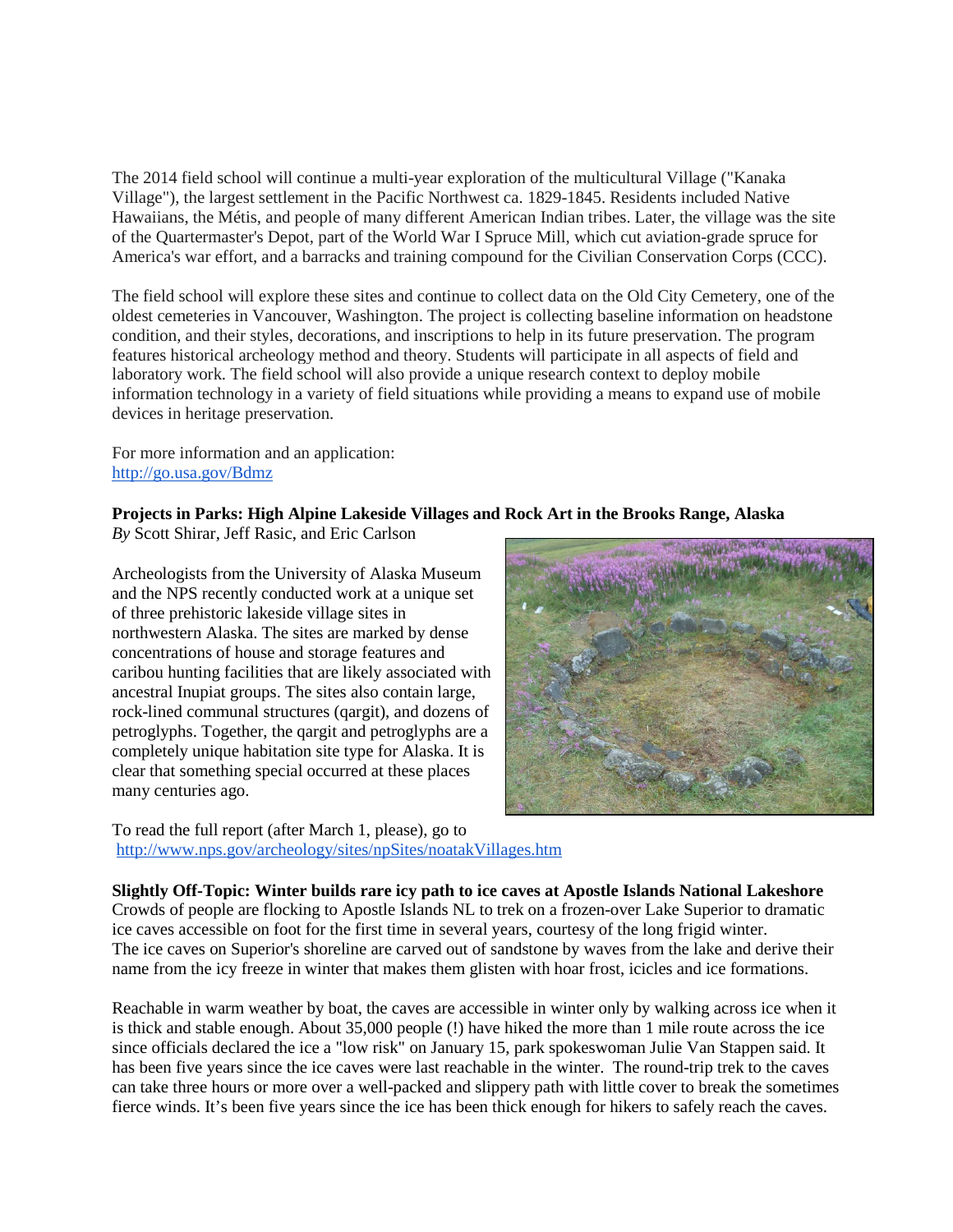The 2014 field school will continue a multi-year exploration of the multicultural Village ("Kanaka Village"), the largest settlement in the Pacific Northwest ca. 1829-1845. Residents included Native Hawaiians, the Métis, and people of many different American Indian tribes. Later, the village was the site of the Quartermaster's Depot, part of the World War I Spruce Mill, which cut aviation-grade spruce for America's war effort, and a barracks and training compound for the Civilian Conservation Corps (CCC).

The field school will explore these sites and continue to collect data on the Old City Cemetery, one of the oldest cemeteries in Vancouver, Washington. The project is collecting baseline information on headstone condition, and their styles, decorations, and inscriptions to help in its future preservation. The program features historical archeology method and theory. Students will participate in all aspects of field and laboratory work. The field school will also provide a unique research context to deploy mobile information technology in a variety of field situations while providing a means to expand use of mobile devices in heritage preservation.

For more information and an application:
http://go.usa.gov/Bdmz

**Projects in Parks: High Alpine Lakeside Villages and Rock Art in the Brooks Range, Alaska**
*By* Scott Shirar, Jeff Rasic, and Eric Carlson

Archeologists from the University of Alaska Museum and the NPS recently conducted work at a unique set of three prehistoric lakeside village sites in northwestern Alaska. The sites are marked by dense concentrations of house and storage features and caribou hunting facilities that are likely associated with ancestral Inupiat groups. The sites also contain large, rock-lined communal structures (qargit), and dozens of petroglyphs. Together, the qargit and petroglyphs are a completely unique habitation site type for Alaska. It is clear that something special occurred at these places many centuries ago.

To read the full report (after March 1, please), go to
http://www.nps.gov/archeology/sites/npSites/noatakVillages.htm

**Slightly Off-Topic: Winter builds rare icy path to ice caves at Apostle Islands National Lakeshore**
Crowds of people are flocking to Apostle Islands NL to trek on a frozen-over Lake Superior to dramatic ice caves accessible on foot for the first time in several years, courtesy of the long frigid winter. The ice caves on Superior's shoreline are carved out of sandstone by waves from the lake and derive their name from the icy freeze in winter that makes them glisten with hoar frost, icicles and ice formations.

Reachable in warm weather by boat, the caves are accessible in winter only by walking across ice when it is thick and stable enough. About 35,000 people (!) have hiked the more than 1 mile route across the ice since officials declared the ice a "low risk" on January 15, park spokeswoman Julie Van Stappen said. It has been five years since the ice caves were last reachable in the winter. The round-trip trek to the caves can take three hours or more over a well-packed and slippery path with little cover to break the sometimes fierce winds. It's been five years since the ice has been thick enough for hikers to safely reach the caves.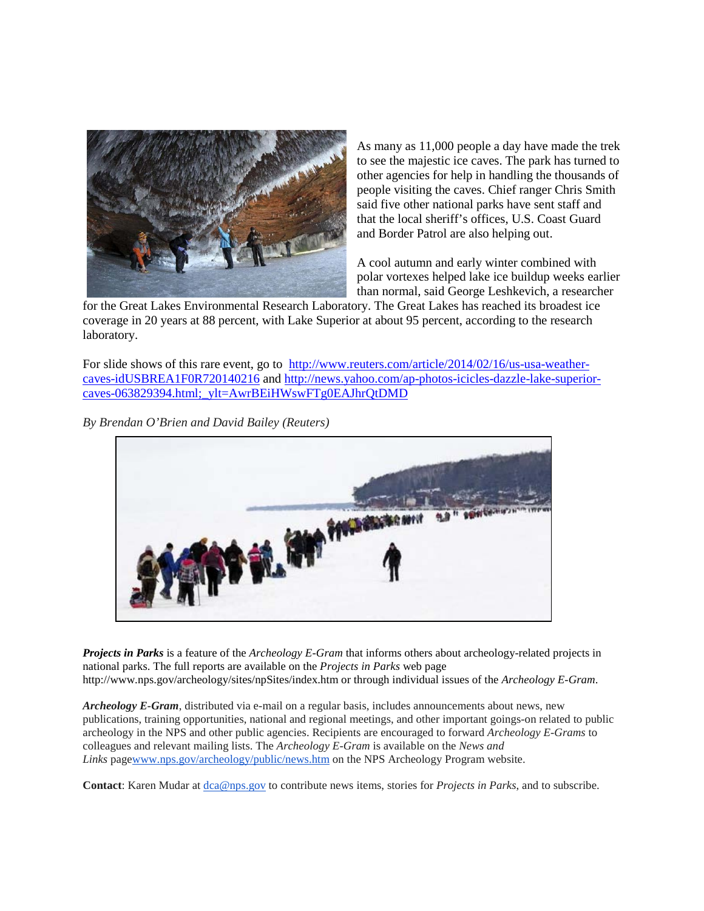As many as 11,000 people a day have made the trek to see the majestic ice caves. The park has turned to other agencies for help in handling the thousands of people visiting the caves. Chief ranger Chris Smith said five other national parks have sent staff and that the local sheriff's offices, U.S. Coast Guard and Border Patrol are also helping out.

A cool autumn and early winter combined with polar vortexes helped lake ice buildup weeks earlier than normal, said George Leshkevich, a researcher for the Great Lakes Environmental Research Laboratory. The Great Lakes has reached its broadest ice coverage in 20 years at 88 percent, with Lake Superior at about 95 percent, according to the research laboratory.

For slide shows of this rare event, go to [http://www.reuters.com/article/2014/02/16/us-usa-weather-caves-idUSBREA1F0R720140216](http://www.reuters.com/article/2014/02/16/us-usa-weather-caves-idUSBREA1F0R720140216) and [http://news.yahoo.com/ap-photos-icicles-dazzle-lake-superior-caves-063829394.html;_ylt=AwrBEiHWswFTg0EAJhrQtDMD](http://news.yahoo.com/ap-photos-icicles-dazzle-lake-superior-caves-063829394.html;_ylt=AwrBEiHWswFTg0EAJhrQtDMD)

*By Brendan O'Brien and David Bailey (Reuters)*

***Projects in Parks*** is a feature of the *Archeology E-Gram* that informs others about archeology-related projects in national parks. The full reports are available on the *Projects in Parks* web page http://www.nps.gov/archeology/sites/npSites/index.htm or through individual issues of the *Archeology E-Gram*.

***Archeology E-Gram***, distributed via e-mail on a regular basis, includes announcements about news, new publications, training opportunities, national and regional meetings, and other important goings-on related to public archeology in the NPS and other public agencies. Recipients are encouraged to forward *Archeology E-Grams* to colleagues and relevant mailing lists. The *Archeology E-Gram* is available on the *News and Links* page[www.nps.gov/archeology/public/news.htm](www.nps.gov/archeology/public/news.htm) on the NPS Archeology Program website.

**Contact**: Karen Mudar at [dca@nps.gov](mailto:dca@nps.gov) to contribute news items, stories for *Projects in Parks*, and to subscribe.